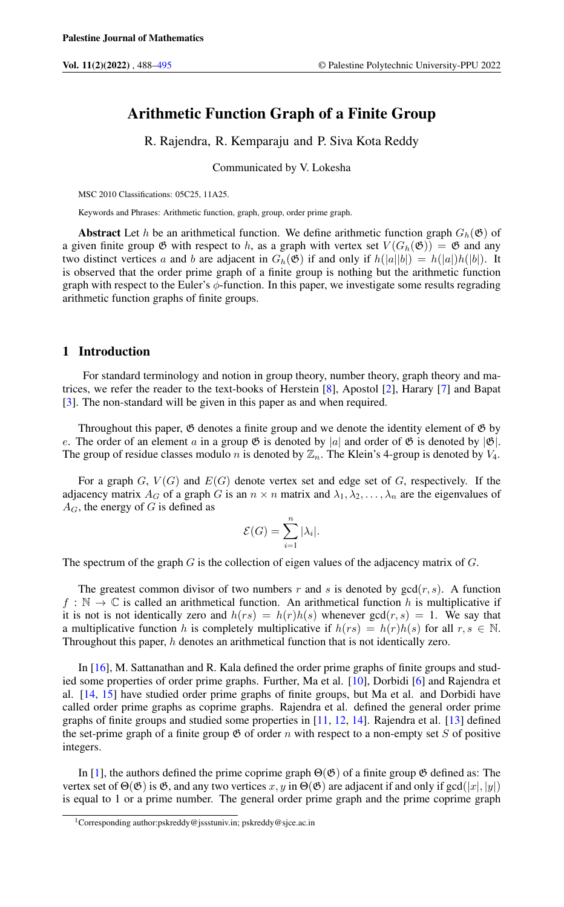# Arithmetic Function Graph of a Finite Group

R. Rajendra, R. Kemparaju and P. Siva Kota Reddy

Communicated by V. Lokesha

MSC 2010 Classifications: 05C25, 11A25.

Keywords and Phrases: Arithmetic function, graph, group, order prime graph.

**Abstract** Let $h$ be an arithmetical function. We define arithmetic function graph $G_h(\mathfrak{G})$ of a given finite group $\mathfrak{G}$ with respect to $h$, as a graph with vertex set $V(G_h(\mathfrak{G})) = \mathfrak{G}$ and any two distinct vertices $a$ and $b$ are adjacent in $G_h(\mathfrak{G})$ if and only if $h(|a||b|) = h(|a|)h(|b|)$. It is observed that the order prime graph of a finite group is nothing but the arithmetic function graph with respect to the Euler's $\phi$-function. In this paper, we investigate some results regrading arithmetic function graphs of finite groups.

## 1 Introduction

For standard terminology and notion in group theory, number theory, graph theory and matrices, we refer the reader to the text-books of Herstein [8], Apostol [2], Harary [7] and Bapat [3]. The non-standard will be given in this paper as and when required.

Throughout this paper, $\mathfrak{G}$ denotes a finite group and we denote the identity element of $\mathfrak{G}$ by $e$. The order of an element $a$ in a group $\mathfrak{G}$ is denoted by $|a|$ and order of $\mathfrak{G}$ is denoted by $|\mathfrak{G}|$. The group of residue classes modulo $n$ is denoted by $\mathbb{Z}_n$. The Klein's 4-group is denoted by $V_4$.

For a graph $G$, $V(G)$ and $E(G)$ denote vertex set and edge set of $G$, respectively. If the adjacency matrix $A_G$ of a graph $G$ is an $n \times n$ matrix and $\lambda_1, \lambda_2, \ldots, \lambda_n$ are the eigenvalues of $A_G$, the energy of $G$ is defined as

$$\mathcal{E}(G) = \sum_{i=1}^{n} |\lambda_i|.$$

The spectrum of the graph $G$ is the collection of eigen values of the adjacency matrix of $G$.

The greatest common divisor of two numbers $r$ and $s$ is denoted by $\gcd(r, s)$. A function $f : \mathbb{N} \to \mathbb{C}$ is called an arithmetical function. An arithmetical function $h$ is multiplicative if it is not is not identically zero and $h(rs) = h(r)h(s)$ whenever $\gcd(r, s) = 1$. We say that a multiplicative function $h$ is completely multiplicative if $h(rs) = h(r)h(s)$ for all $r, s \in \mathbb{N}$. Throughout this paper, $h$ denotes an arithmetical function that is not identically zero.

In [16], M. Sattanathan and R. Kala defined the order prime graphs of finite groups and studied some properties of order prime graphs. Further, Ma et al. [10], Dorbidi [6] and Rajendra et al. [14, 15] have studied order prime graphs of finite groups, but Ma et al. and Dorbidi have called order prime graphs as coprime graphs. Rajendra et al. defined the general order prime graphs of finite groups and studied some properties in [11, 12, 14]. Rajendra et al. [13] defined the set-prime graph of a finite group $\mathfrak{G}$ of order $n$ with respect to a non-empty set $S$ of positive integers.

In [1], the authors defined the prime coprime graph $\Theta(\mathfrak{G})$ of a finite group $\mathfrak{G}$ defined as: The vertex set of $\Theta(\mathfrak{G})$ is $\mathfrak{G}$, and any two vertices $x, y$ in $\Theta(\mathfrak{G})$ are adjacent if and only if $\gcd(|x|, |y|)$ is equal to 1 or a prime number. The general order prime graph and the prime coprime graph

[1]Corresponding author:pskreddy@jssstuniv.in; pskreddy@sjce.ac.in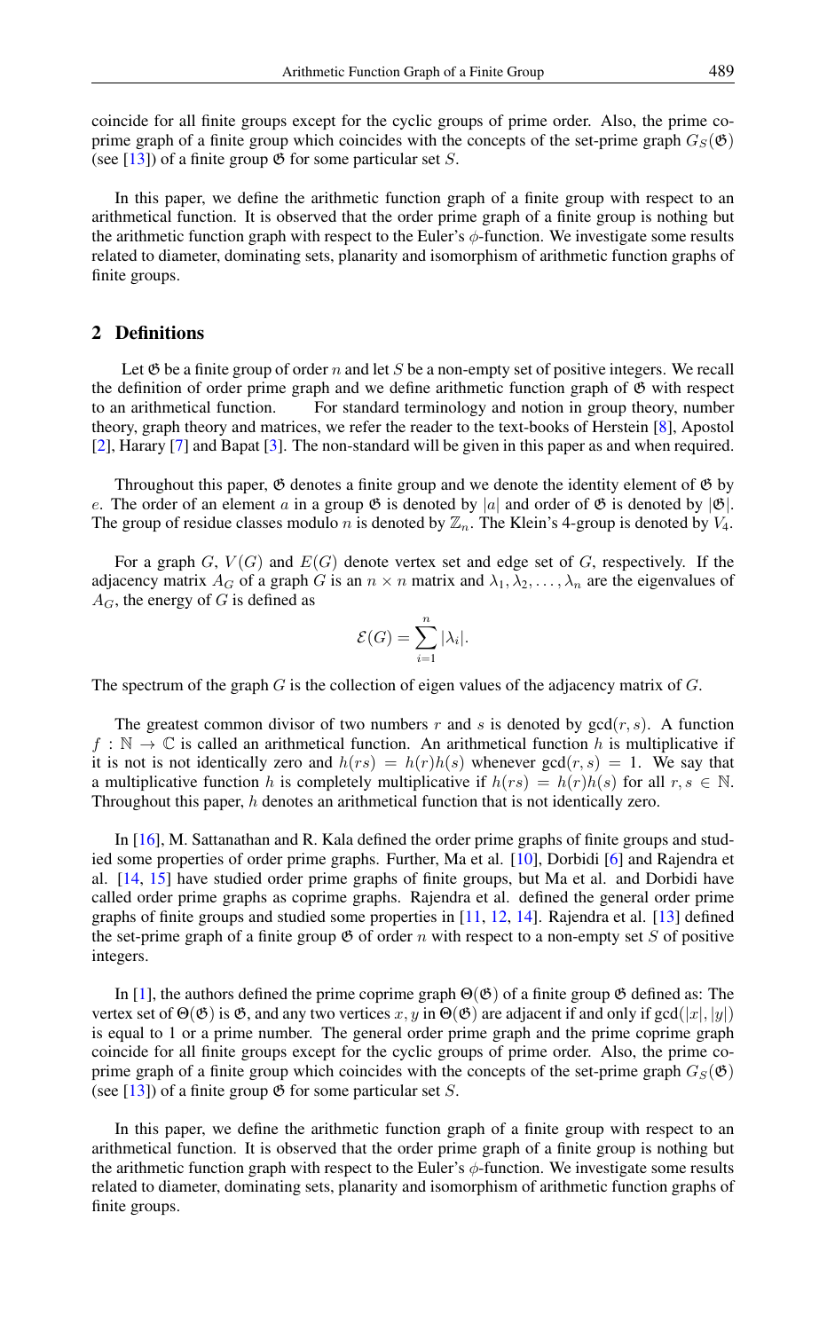coincide for all finite groups except for the cyclic groups of prime order. Also, the prime coprime graph of a finite group which coincides with the concepts of the set-prime graph $G_S(\mathfrak{G})$ (see [13]) of a finite group $\mathfrak{G}$ for some particular set $S$.

In this paper, we define the arithmetic function graph of a finite group with respect to an arithmetical function. It is observed that the order prime graph of a finite group is nothing but the arithmetic function graph with respect to the Euler's $\phi$-function. We investigate some results related to diameter, dominating sets, planarity and isomorphism of arithmetic function graphs of finite groups.

## 2 Definitions

Let $\mathfrak{G}$ be a finite group of order $n$ and let $S$ be a non-empty set of positive integers. We recall the definition of order prime graph and we define arithmetic function graph of $\mathfrak{G}$ with respect to an arithmetical function. For standard terminology and notion in group theory, number theory, graph theory and matrices, we refer the reader to the text-books of Herstein [8], Apostol [2], Harary [7] and Bapat [3]. The non-standard will be given in this paper as and when required.

Throughout this paper, $\mathfrak{G}$ denotes a finite group and we denote the identity element of $\mathfrak{G}$ by $e$. The order of an element $a$ in a group $\mathfrak{G}$ is denoted by $|a|$ and order of $\mathfrak{G}$ is denoted by $|\mathfrak{G}|$. The group of residue classes modulo $n$ is denoted by $\mathbb{Z}_n$. The Klein's 4-group is denoted by $V_4$.

For a graph $G$, $V(G)$ and $E(G)$ denote vertex set and edge set of $G$, respectively. If the adjacency matrix $A_G$ of a graph $G$ is an $n \times n$ matrix and $\lambda_1, \lambda_2, \ldots, \lambda_n$ are the eigenvalues of $A_G$, the energy of $G$ is defined as

$$\mathcal{E}(G) = \sum_{i=1}^{n} |\lambda_i|.$$

The spectrum of the graph $G$ is the collection of eigen values of the adjacency matrix of $G$.

The greatest common divisor of two numbers $r$ and $s$ is denoted by $\gcd(r, s)$. A function $f : \mathbb{N} \to \mathbb{C}$ is called an arithmetical function. An arithmetical function $h$ is multiplicative if it is not is not identically zero and $h(rs) = h(r)h(s)$ whenever $\gcd(r, s) = 1$. We say that a multiplicative function $h$ is completely multiplicative if $h(rs) = h(r)h(s)$ for all $r, s \in \mathbb{N}$. Throughout this paper, $h$ denotes an arithmetical function that is not identically zero.

In [16], M. Sattanathan and R. Kala defined the order prime graphs of finite groups and studied some properties of order prime graphs. Further, Ma et al. [10], Dorbidi [6] and Rajendra et al. [14, 15] have studied order prime graphs of finite groups, but Ma et al. and Dorbidi have called order prime graphs as coprime graphs. Rajendra et al. defined the general order prime graphs of finite groups and studied some properties in [11, 12, 14]. Rajendra et al. [13] defined the set-prime graph of a finite group $\mathfrak{G}$ of order $n$ with respect to a non-empty set $S$ of positive integers.

In [1], the authors defined the prime coprime graph $\Theta(\mathfrak{G})$ of a finite group $\mathfrak{G}$ defined as: The vertex set of $\Theta(\mathfrak{G})$ is $\mathfrak{G}$, and any two vertices $x, y$ in $\Theta(\mathfrak{G})$ are adjacent if and only if $\gcd(|x|, |y|)$ is equal to 1 or a prime number. The general order prime graph and the prime coprime graph coincide for all finite groups except for the cyclic groups of prime order. Also, the prime coprime graph of a finite group which coincides with the concepts of the set-prime graph $G_S(\mathfrak{G})$ (see [13]) of a finite group $\mathfrak{G}$ for some particular set $S$.

In this paper, we define the arithmetic function graph of a finite group with respect to an arithmetical function. It is observed that the order prime graph of a finite group is nothing but the arithmetic function graph with respect to the Euler's $\phi$-function. We investigate some results related to diameter, dominating sets, planarity and isomorphism of arithmetic function graphs of finite groups.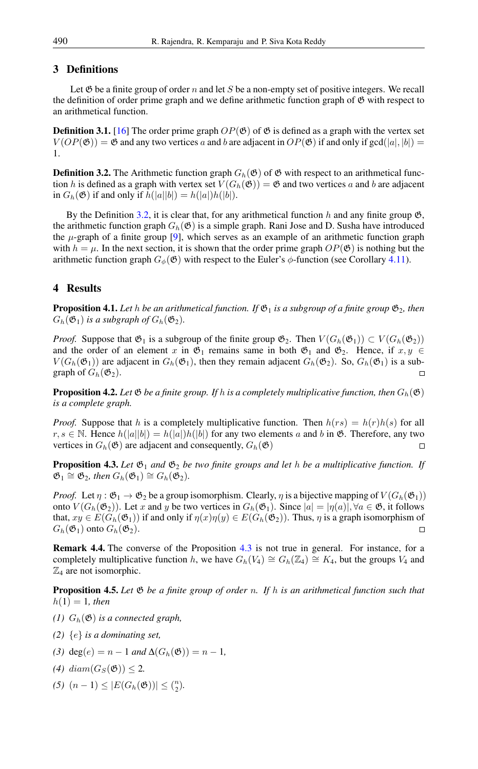## 3 Definitions

Let $\mathfrak{G}$ be a finite group of order $n$ and let $S$ be a non-empty set of positive integers. We recall the definition of order prime graph and we define arithmetic function graph of $\mathfrak{G}$ with respect to an arithmetical function.

**Definition 3.1.** [16] The order prime graph $OP(\mathfrak{G})$ of $\mathfrak{G}$ is defined as a graph with the vertex set $V(OP(\mathfrak{G})) = \mathfrak{G}$ and any two vertices $a$ and $b$ are adjacent in $OP(\mathfrak{G})$ if and only if $\gcd(|a|, |b|) = 1$.

**Definition 3.2.** The Arithmetic function graph $G_h(\mathfrak{G})$ of $\mathfrak{G}$ with respect to an arithmetical function $h$ is defined as a graph with vertex set $V(G_h(\mathfrak{G})) = \mathfrak{G}$ and two vertices $a$ and $b$ are adjacent in $G_h(\mathfrak{G})$ if and only if $h(|a||b|) = h(|a|)h(|b|)$.

By the Definition 3.2, it is clear that, for any arithmetical function $h$ and any finite group $\mathfrak{G}$, the arithmetic function graph $G_h(\mathfrak{G})$ is a simple graph. Rani Jose and D. Susha have introduced the $\mu$-graph of a finite group [9], which serves as an example of an arithmetic function graph with $h = \mu$. In the next section, it is shown that the order prime graph $OP(\mathfrak{G})$ is nothing but the arithmetic function graph $G_\phi(\mathfrak{G})$ with respect to the Euler's $\phi$-function (see Corollary 4.11).

## 4 Results

**Proposition 4.1.** *Let $h$ be an arithmetical function. If $\mathfrak{G}_1$ is a subgroup of a finite group $\mathfrak{G}_2$, then $G_h(\mathfrak{G}_1)$ is a subgraph of $G_h(\mathfrak{G}_2)$.*

*Proof.* Suppose that $\mathfrak{G}_1$ is a subgroup of the finite group $\mathfrak{G}_2$. Then $V(G_h(\mathfrak{G}_1)) \subset V(G_h(\mathfrak{G}_2))$ and the order of an element $x$ in $\mathfrak{G}_1$ remains same in both $\mathfrak{G}_1$ and $\mathfrak{G}_2$. Hence, if $x, y \in V(G_h(\mathfrak{G}_1))$ are adjacent in $G_h(\mathfrak{G}_1)$, then they remain adjacent $G_h(\mathfrak{G}_2)$. So, $G_h(\mathfrak{G}_1)$ is a subgraph of $G_h(\mathfrak{G}_2)$. □

**Proposition 4.2.** *Let $\mathfrak{G}$ be a finite group. If $h$ is a completely multiplicative function, then $G_h(\mathfrak{G})$ is a complete graph.*

*Proof.* Suppose that $h$ is a completely multiplicative function. Then $h(rs) = h(r)h(s)$ for all $r, s \in \mathbb{N}$. Hence $h(|a||b|) = h(|a|)h(|b|)$ for any two elements $a$ and $b$ in $\mathfrak{G}$. Therefore, any two vertices in $G_h(\mathfrak{G})$ are adjacent and consequently, $G_h(\mathfrak{G})$ □

**Proposition 4.3.** *Let $\mathfrak{G}_1$ and $\mathfrak{G}_2$ be two finite groups and let $h$ be a multiplicative function. If $\mathfrak{G}_1 \cong \mathfrak{G}_2$, then $G_h(\mathfrak{G}_1) \cong G_h(\mathfrak{G}_2)$.*

*Proof.* Let $\eta : \mathfrak{G}_1 \to \mathfrak{G}_2$ be a group isomorphism. Clearly, $\eta$ is a bijective mapping of $V(G_h(\mathfrak{G}_1))$ onto $V(G_h(\mathfrak{G}_2))$. Let $x$ and $y$ be two vertices in $G_h(\mathfrak{G}_1)$. Since $|a| = |\eta(a)|, \forall a \in \mathfrak{G}$, it follows that, $xy \in E(G_h(\mathfrak{G}_1))$ if and only if $\eta(x)\eta(y) \in E(G_h(\mathfrak{G}_2))$. Thus, $\eta$ is a graph isomorphism of $G_h(\mathfrak{G}_1)$ onto $G_h(\mathfrak{G}_2)$. □

**Remark 4.4.** The converse of the Proposition 4.3 is not true in general. For instance, for a completely multiplicative function $h$, we have $G_h(V_4) \cong G_h(\mathbb{Z}_4) \cong K_4$, but the groups $V_4$ and $\mathbb{Z}_4$ are not isomorphic.

**Proposition 4.5.** *Let $\mathfrak{G}$ be a finite group of order $n$. If $h$ is an arithmetical function such that $h(1) = 1$, then*

*(1) $G_h(\mathfrak{G})$ is a connected graph,*

*(2) $\{e\}$ is a dominating set,*

*(3) $\deg(e) = n - 1$ and $\Delta(G_h(\mathfrak{G})) = n - 1$,*

*(4) $diam(G_S(\mathfrak{G})) \leq 2$.*

*(5) $(n - 1) \leq |E(G_h(\mathfrak{G}))| \leq \binom{n}{2}$.*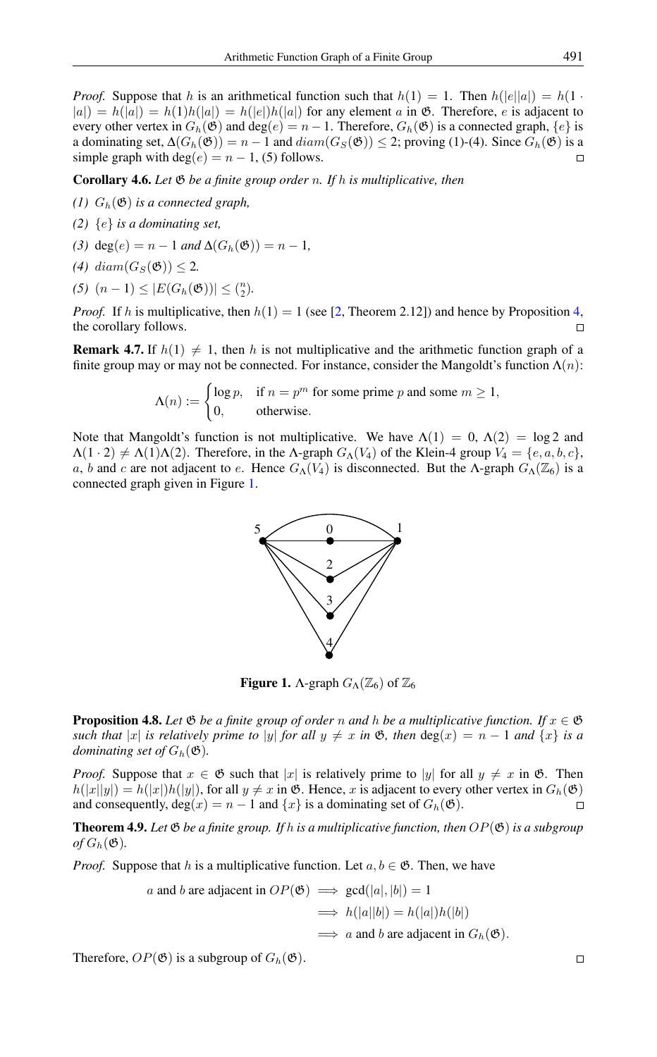*Proof.* Suppose that $h$ is an arithmetical function such that $h(1) = 1$. Then $h(|e||a|) = h(1 \cdot |a|) = h(|a|) = h(1)h(|a|) = h(|e|)h(|a|)$ for any element $a$ in $\mathfrak{G}$. Therefore, $e$ is adjacent to every other vertex in $G_h(\mathfrak{G})$ and $\deg(e) = n-1$. Therefore, $G_h(\mathfrak{G})$ is a connected graph, $\{e\}$ is a dominating set, $\Delta(G_h(\mathfrak{G})) = n-1$ and $diam(G_S(\mathfrak{G})) \leq 2$; proving (1)-(4). Since $G_h(\mathfrak{G})$ is a simple graph with $\deg(e) = n-1$, (5) follows. □

**Corollary 4.6.** *Let $\mathfrak{G}$ be a finite group order $n$. If $h$ is multiplicative, then*

*(1) $G_h(\mathfrak{G})$ is a connected graph,*

*(2) $\{e\}$ is a dominating set,*

*(3) $\deg(e) = n-1$ and $\Delta(G_h(\mathfrak{G})) = n-1$,*

*(4) $diam(G_S(\mathfrak{G})) \leq 2$.*

*(5) $(n-1) \leq |E(G_h(\mathfrak{G}))| \leq \binom{n}{2}$.*

*Proof.* If $h$ is multiplicative, then $h(1) = 1$ (see [2, Theorem 2.12]) and hence by Proposition 4, the corollary follows. □

**Remark 4.7.** If $h(1) \neq 1$, then $h$ is not multiplicative and the arithmetic function graph of a finite group may or may not be connected. For instance, consider the Mangoldt's function $\Lambda(n)$:

$$\Lambda(n) := \begin{cases} \log p, & \text{if } n = p^m \text{ for some prime } p \text{ and some } m \geq 1, \\ 0, & \text{otherwise.} \end{cases}$$

Note that Mangoldt's function is not multiplicative. We have $\Lambda(1) = 0$, $\Lambda(2) = \log 2$ and $\Lambda(1 \cdot 2) \neq \Lambda(1)\Lambda(2)$. Therefore, in the $\Lambda$-graph $G_\Lambda(V_4)$ of the Klein-4 group $V_4 = \{e, a, b, c\}$, $a$, $b$ and $c$ are not adjacent to $e$. Hence $G_\Lambda(V_4)$ is disconnected. But the $\Lambda$-graph $G_\Lambda(\mathbb{Z}_6)$ is a connected graph given in Figure 1.

**Figure 1.** $\Lambda$-graph $G_\Lambda(\mathbb{Z}_6)$ of $\mathbb{Z}_6$

**Proposition 4.8.** *Let $\mathfrak{G}$ be a finite group of order $n$ and $h$ be a multiplicative function. If $x \in \mathfrak{G}$ such that $|x|$ is relatively prime to $|y|$ for all $y \neq x$ in $\mathfrak{G}$, then $\deg(x) = n-1$ and $\{x\}$ is a dominating set of $G_h(\mathfrak{G})$.*

*Proof.* Suppose that $x \in \mathfrak{G}$ such that $|x|$ is relatively prime to $|y|$ for all $y \neq x$ in $\mathfrak{G}$. Then $h(|x||y|) = h(|x|)h(|y|)$, for all $y \neq x$ in $\mathfrak{G}$. Hence, $x$ is adjacent to every other vertex in $G_h(\mathfrak{G})$ and consequently, $\deg(x) = n-1$ and $\{x\}$ is a dominating set of $G_h(\mathfrak{G})$. □

**Theorem 4.9.** *Let $\mathfrak{G}$ be a finite group. If $h$ is a multiplicative function, then $OP(\mathfrak{G})$ is a subgroup of $G_h(\mathfrak{G})$.*

*Proof.* Suppose that $h$ is a multiplicative function. Let $a, b \in \mathfrak{G}$. Then, we have

$$\begin{aligned} a \text{ and } b \text{ are adjacent in } OP(\mathfrak{G}) &\implies \gcd(|a|, |b|) = 1 \\ &\implies h(|a||b|) = h(|a|)h(|b|) \\ &\implies a \text{ and } b \text{ are adjacent in } G_h(\mathfrak{G}). \end{aligned}$$

Therefore, $OP(\mathfrak{G})$ is a subgroup of $G_h(\mathfrak{G})$. □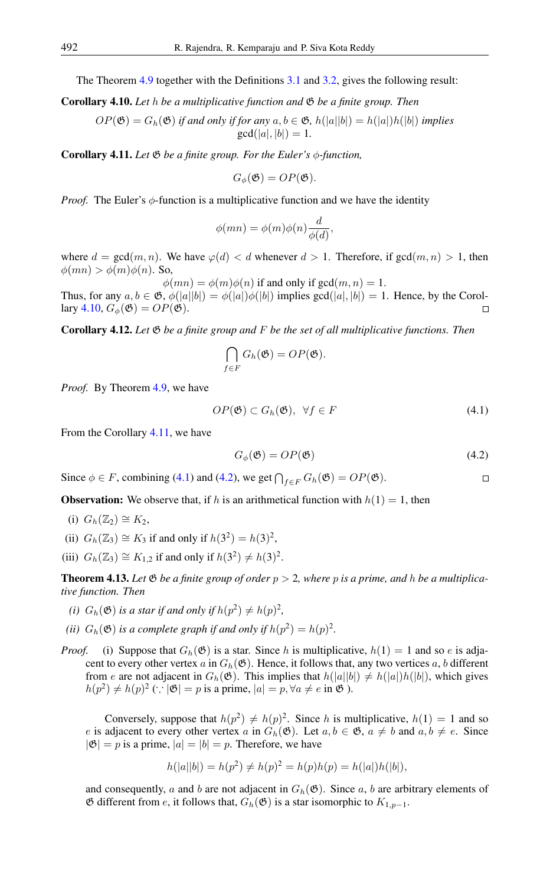The Theorem 4.9 together with the Definitions 3.1 and 3.2, gives the following result:

**Corollary 4.10.** *Let $h$ be a multiplicative function and $\mathfrak{G}$ be a finite group. Then*

$$OP(\mathfrak{G}) = G_h(\mathfrak{G}) \text{ if and only if for any } a, b \in \mathfrak{G},\ h(|a||b|) = h(|a|)h(|b|) \text{ implies } \gcd(|a|, |b|) = 1.$$

**Corollary 4.11.** *Let $\mathfrak{G}$ be a finite group. For the Euler's $\phi$-function,*

$$G_\phi(\mathfrak{G}) = OP(\mathfrak{G}).$$

*Proof.* The Euler's $\phi$-function is a multiplicative function and we have the identity

$$\phi(mn) = \phi(m)\phi(n)\frac{d}{\phi(d)},$$

where $d = \gcd(m, n)$. We have $\varphi(d) < d$ whenever $d > 1$. Therefore, if $\gcd(m, n) > 1$, then $\phi(mn) > \phi(m)\phi(n)$. So,

$$\phi(mn) = \phi(m)\phi(n) \text{ if and only if } \gcd(m, n) = 1.$$

Thus, for any $a, b \in \mathfrak{G}$, $\phi(|a||b|) = \phi(|a|)\phi(|b|)$ implies $\gcd(|a|, |b|) = 1$. Hence, by the Corollary 4.10, $G_\phi(\mathfrak{G}) = OP(\mathfrak{G})$. □

**Corollary 4.12.** *Let $\mathfrak{G}$ be a finite group and $F$ be the set of all multiplicative functions. Then*

$$\bigcap_{f \in F} G_h(\mathfrak{G}) = OP(\mathfrak{G}).$$

*Proof.* By Theorem 4.9, we have

$$OP(\mathfrak{G}) \subset G_h(\mathfrak{G}), \ \ \forall f \in F \tag{4.1}$$

From the Corollary 4.11, we have

$$G_\phi(\mathfrak{G}) = OP(\mathfrak{G}) \tag{4.2}$$

Since $\phi \in F$, combining (4.1) and (4.2), we get $\bigcap_{f \in F} G_h(\mathfrak{G}) = OP(\mathfrak{G})$. □

**Observation:** We observe that, if $h$ is an arithmetical function with $h(1) = 1$, then

(i) $G_h(\mathbb{Z}_2) \cong K_2$,

(ii) $G_h(\mathbb{Z}_3) \cong K_3$ if and only if $h(3^2) = h(3)^2$,

(iii) $G_h(\mathbb{Z}_3) \cong K_{1,2}$ if and only if $h(3^2) \neq h(3)^2$.

**Theorem 4.13.** *Let $\mathfrak{G}$ be a finite group of order $p > 2$, where $p$ is a prime, and $h$ be a multiplicative function. Then*

*(i) $G_h(\mathfrak{G})$ is a star if and only if $h(p^2) \neq h(p)^2$,*

*(ii) $G_h(\mathfrak{G})$ is a complete graph if and only if $h(p^2) = h(p)^2$.*

*Proof.* (i) Suppose that $G_h(\mathfrak{G})$ is a star. Since $h$ is multiplicative, $h(1) = 1$ and so $e$ is adjacent to every other vertex $a$ in $G_h(\mathfrak{G})$. Hence, it follows that, any two vertices $a, b$ different from $e$ are not adjacent in $G_h(\mathfrak{G})$. This implies that $h(|a||b|) \neq h(|a|)h(|b|)$, which gives $h(p^2) \neq h(p)^2$ ($\because |\mathfrak{G}| = p$ is a prime, $|a| = p, \forall a \neq e$ in $\mathfrak{G}$ ).

Conversely, suppose that $h(p^2) \neq h(p)^2$. Since $h$ is multiplicative, $h(1) = 1$ and so $e$ is adjacent to every other vertex $a$ in $G_h(\mathfrak{G})$. Let $a, b \in \mathfrak{G}$, $a \neq b$ and $a, b \neq e$. Since $|\mathfrak{G}| = p$ is a prime, $|a| = |b| = p$. Therefore, we have

$$h(|a||b|) = h(p^2) \neq h(p)^2 = h(p)h(p) = h(|a|)h(|b|),$$

and consequently, $a$ and $b$ are not adjacent in $G_h(\mathfrak{G})$. Since $a$, $b$ are arbitrary elements of $\mathfrak{G}$ different from $e$, it follows that, $G_h(\mathfrak{G})$ is a star isomorphic to $K_{1,p-1}$.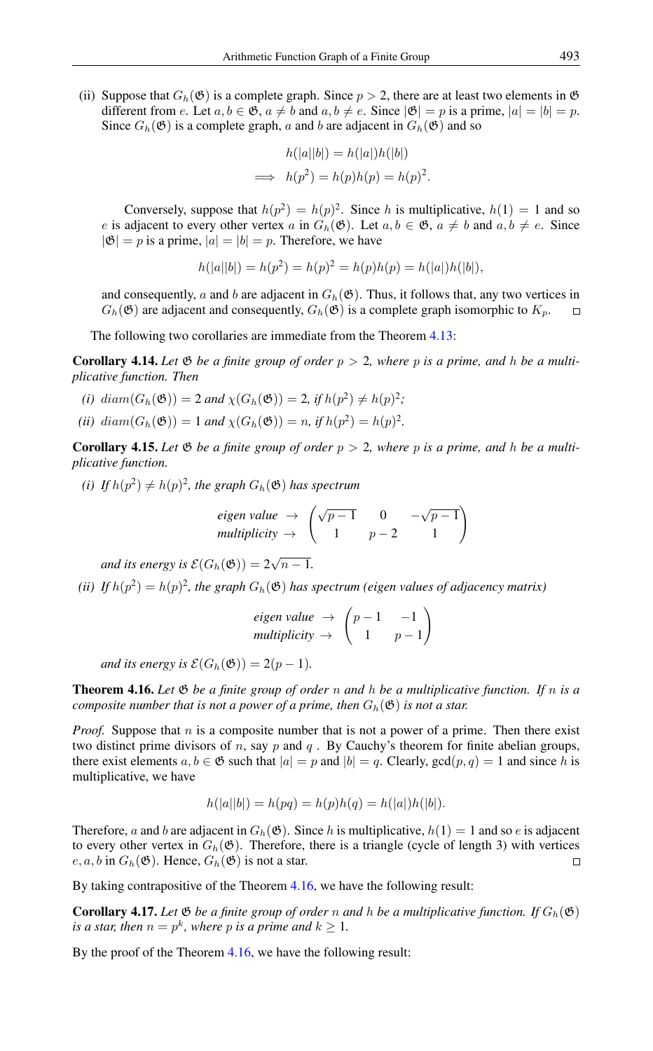(ii) Suppose that $G_h(\mathfrak{G})$ is a complete graph. Since $p > 2$, there are at least two elements in $\mathfrak{G}$ different from $e$. Let $a, b \in \mathfrak{G}$, $a \neq b$ and $a, b \neq e$. Since $|\mathfrak{G}| = p$ is a prime, $|a| = |b| = p$. Since $G_h(\mathfrak{G})$ is a complete graph, $a$ and $b$ are adjacent in $G_h(\mathfrak{G})$ and so

$$\begin{aligned} & h(|a||b|) = h(|a|)h(|b|) \\ \implies & h(p^2) = h(p)h(p) = h(p)^2. \end{aligned}$$

Conversely, suppose that $h(p^2) = h(p)^2$. Since $h$ is multiplicative, $h(1) = 1$ and so $e$ is adjacent to every other vertex $a$ in $G_h(\mathfrak{G})$. Let $a, b \in \mathfrak{G}$, $a \neq b$ and $a, b \neq e$. Since $|\mathfrak{G}| = p$ is a prime, $|a| = |b| = p$. Therefore, we have

$$h(|a||b|) = h(p^2) = h(p)^2 = h(p)h(p) = h(|a|)h(|b|),$$

and consequently, $a$ and $b$ are adjacent in $G_h(\mathfrak{G})$. Thus, it follows that, any two vertices in $G_h(\mathfrak{G})$ are adjacent and consequently, $G_h(\mathfrak{G})$ is a complete graph isomorphic to $K_p$. □

The following two corollaries are immediate from the Theorem 4.13:

**Corollary 4.14.** *Let $\mathfrak{G}$ be a finite group of order $p > 2$, where $p$ is a prime, and $h$ be a multiplicative function. Then*

*(i) $diam(G_h(\mathfrak{G})) = 2$ and $\chi(G_h(\mathfrak{G})) = 2$, if $h(p^2) \neq h(p)^2$;*

*(ii) $diam(G_h(\mathfrak{G})) = 1$ and $\chi(G_h(\mathfrak{G})) = n$, if $h(p^2) = h(p)^2$.*

**Corollary 4.15.** *Let $\mathfrak{G}$ be a finite group of order $p > 2$, where $p$ is a prime, and $h$ be a multiplicative function.*

*(i) If $h(p^2) \neq h(p)^2$, the graph $G_h(\mathfrak{G})$ has spectrum*

$$\begin{matrix} \textit{eigen value} \rightarrow \\ \textit{multiplicity} \rightarrow \end{matrix} \begin{pmatrix} \sqrt{p-1} & 0 & -\sqrt{p-1} \\ 1 & p-2 & 1 \end{pmatrix}$$

*and its energy is $\mathcal{E}(G_h(\mathfrak{G})) = 2\sqrt{n-1}$.*

*(ii) If $h(p^2) = h(p)^2$, the graph $G_h(\mathfrak{G})$ has spectrum (eigen values of adjacency matrix)*

$$\begin{matrix} \textit{eigen value} \rightarrow \\ \textit{multiplicity} \rightarrow \end{matrix} \begin{pmatrix} p-1 & -1 \\ 1 & p-1 \end{pmatrix}$$

*and its energy is $\mathcal{E}(G_h(\mathfrak{G})) = 2(p-1)$.*

**Theorem 4.16.** *Let $\mathfrak{G}$ be a finite group of order $n$ and $h$ be a multiplicative function. If $n$ is a composite number that is not a power of a prime, then $G_h(\mathfrak{G})$ is not a star.*

*Proof.* Suppose that $n$ is a composite number that is not a power of a prime. Then there exist two distinct prime divisors of $n$, say $p$ and $q$ . By Cauchy's theorem for finite abelian groups, there exist elements $a, b \in \mathfrak{G}$ such that $|a| = p$ and $|b| = q$. Clearly, $\gcd(p, q) = 1$ and since $h$ is multiplicative, we have

$$h(|a||b|) = h(pq) = h(p)h(q) = h(|a|)h(|b|).$$

Therefore, $a$ and $b$ are adjacent in $G_h(\mathfrak{G})$. Since $h$ is multiplicative, $h(1) = 1$ and so $e$ is adjacent to every other vertex in $G_h(\mathfrak{G})$. Therefore, there is a triangle (cycle of length 3) with vertices $e, a, b$ in $G_h(\mathfrak{G})$. Hence, $G_h(\mathfrak{G})$ is not a star. □

By taking contrapositive of the Theorem 4.16, we have the following result:

**Corollary 4.17.** *Let $\mathfrak{G}$ be a finite group of order $n$ and $h$ be a multiplicative function. If $G_h(\mathfrak{G})$ is a star, then $n = p^k$, where $p$ is a prime and $k \geq 1$.*

By the proof of the Theorem 4.16, we have the following result: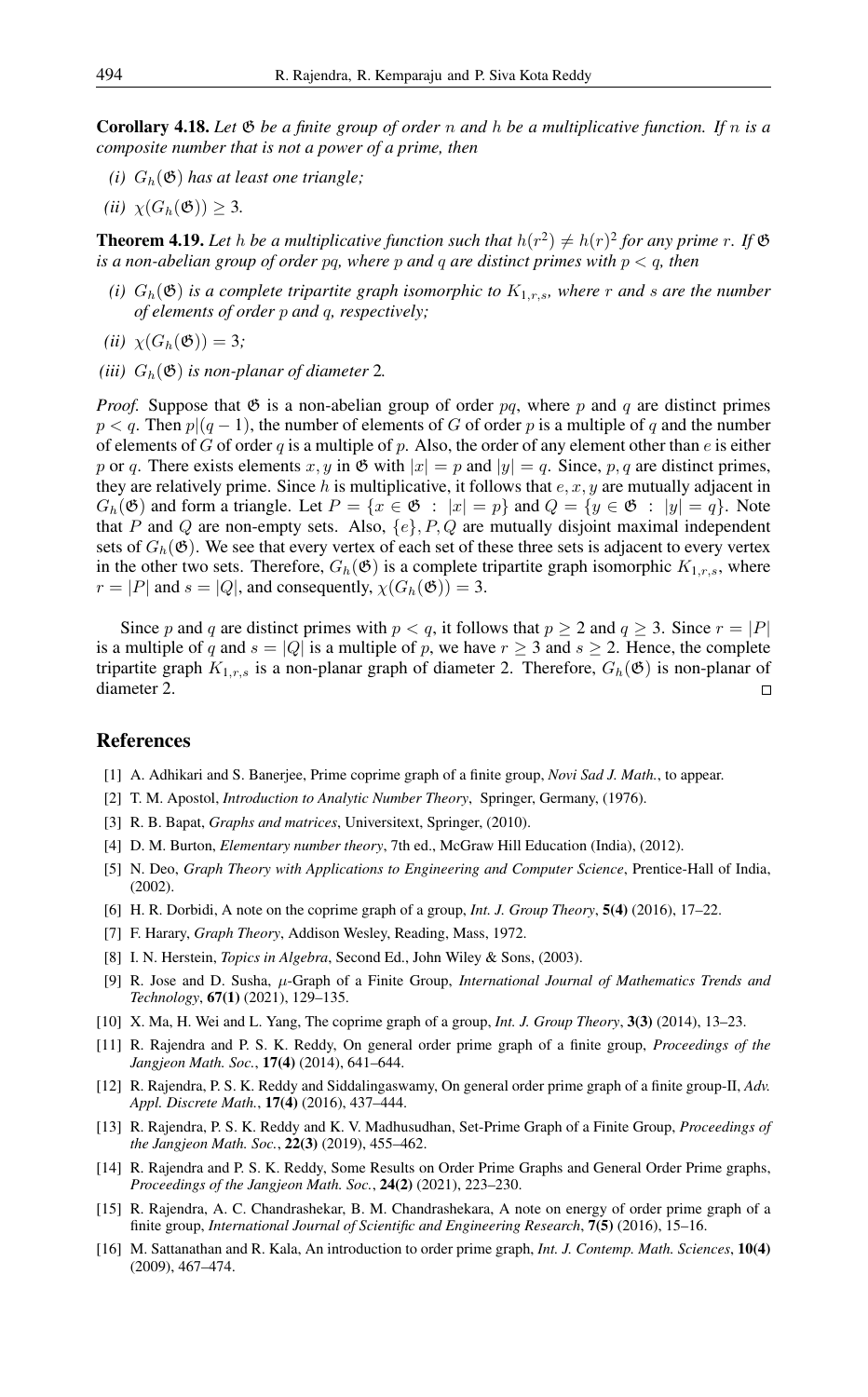**Corollary 4.18.** *Let $\mathfrak{G}$ be a finite group of order $n$ and $h$ be a multiplicative function. If $n$ is a composite number that is not a power of a prime, then*

*(i) $G_h(\mathfrak{G})$ has at least one triangle;*

*(ii) $\chi(G_h(\mathfrak{G})) \geq 3$.*

**Theorem 4.19.** *Let $h$ be a multiplicative function such that $h(r^2) \neq h(r)^2$ for any prime $r$. If $\mathfrak{G}$ is a non-abelian group of order $pq$, where $p$ and $q$ are distinct primes with $p < q$, then*

*(i) $G_h(\mathfrak{G})$ is a complete tripartite graph isomorphic to $K_{1,r,s}$, where $r$ and $s$ are the number of elements of order $p$ and $q$, respectively;*

*(ii) $\chi(G_h(\mathfrak{G})) = 3$;*

*(iii) $G_h(\mathfrak{G})$ is non-planar of diameter 2.*

*Proof.* Suppose that $\mathfrak{G}$ is a non-abelian group of order $pq$, where $p$ and $q$ are distinct primes $p < q$. Then $p|(q-1)$, the number of elements of $G$ of order $p$ is a multiple of $q$ and the number of elements of $G$ of order $q$ is a multiple of $p$. Also, the order of any element other than $e$ is either $p$ or $q$. There exists elements $x, y$ in $\mathfrak{G}$ with $|x| = p$ and $|y| = q$. Since, $p, q$ are distinct primes, they are relatively prime. Since $h$ is multiplicative, it follows that $e, x, y$ are mutually adjacent in $G_h(\mathfrak{G})$ and form a triangle. Let $P = \{x \in \mathfrak{G} \ : \ |x| = p\}$ and $Q = \{y \in \mathfrak{G} \ : \ |y| = q\}$. Note that $P$ and $Q$ are non-empty sets. Also, $\{e\}, P, Q$ are mutually disjoint maximal independent sets of $G_h(\mathfrak{G})$. We see that every vertex of each set of these three sets is adjacent to every vertex in the other two sets. Therefore, $G_h(\mathfrak{G})$ is a complete tripartite graph isomorphic $K_{1,r,s}$, where $r = |P|$ and $s = |Q|$, and consequently, $\chi(G_h(\mathfrak{G})) = 3$.

Since $p$ and $q$ are distinct primes with $p < q$, it follows that $p \geq 2$ and $q \geq 3$. Since $r = |P|$ is a multiple of $q$ and $s = |Q|$ is a multiple of $p$, we have $r \geq 3$ and $s \geq 2$. Hence, the complete tripartite graph $K_{1,r,s}$ is a non-planar graph of diameter 2. Therefore, $G_h(\mathfrak{G})$ is non-planar of diameter 2. □

## References

[1] A. Adhikari and S. Banerjee, Prime coprime graph of a finite group, *Novi Sad J. Math.*, to appear.

[2] T. M. Apostol, *Introduction to Analytic Number Theory*, Springer, Germany, (1976).

[3] R. B. Bapat, *Graphs and matrices*, Universitext, Springer, (2010).

[4] D. M. Burton, *Elementary number theory*, 7th ed., McGraw Hill Education (India), (2012).

[5] N. Deo, *Graph Theory with Applications to Engineering and Computer Science*, Prentice-Hall of India, (2002).

[6] H. R. Dorbidi, A note on the coprime graph of a group, *Int. J. Group Theory*, **5(4)** (2016), 17–22.

[7] F. Harary, *Graph Theory*, Addison Wesley, Reading, Mass, 1972.

[8] I. N. Herstein, *Topics in Algebra*, Second Ed., John Wiley & Sons, (2003).

[9] R. Jose and D. Susha, $\mu$-Graph of a Finite Group, *International Journal of Mathematics Trends and Technology*, **67(1)** (2021), 129–135.

[10] X. Ma, H. Wei and L. Yang, The coprime graph of a group, *Int. J. Group Theory*, **3(3)** (2014), 13–23.

[11] R. Rajendra and P. S. K. Reddy, On general order prime graph of a finite group, *Proceedings of the Jangjeon Math. Soc.*, **17(4)** (2014), 641–644.

[12] R. Rajendra, P. S. K. Reddy and Siddalingaswamy, On general order prime graph of a finite group-II, *Adv. Appl. Discrete Math.*, **17(4)** (2016), 437–444.

[13] R. Rajendra, P. S. K. Reddy and K. V. Madhusudhan, Set-Prime Graph of a Finite Group, *Proceedings of the Jangjeon Math. Soc.*, **22(3)** (2019), 455–462.

[14] R. Rajendra and P. S. K. Reddy, Some Results on Order Prime Graphs and General Order Prime graphs, *Proceedings of the Jangjeon Math. Soc.*, **24(2)** (2021), 223–230.

[15] R. Rajendra, A. C. Chandrashekar, B. M. Chandrashekara, A note on energy of order prime graph of a finite group, *International Journal of Scientific and Engineering Research*, **7(5)** (2016), 15–16.

[16] M. Sattanathan and R. Kala, An introduction to order prime graph, *Int. J. Contemp. Math. Sciences*, **10(4)** (2009), 467–474.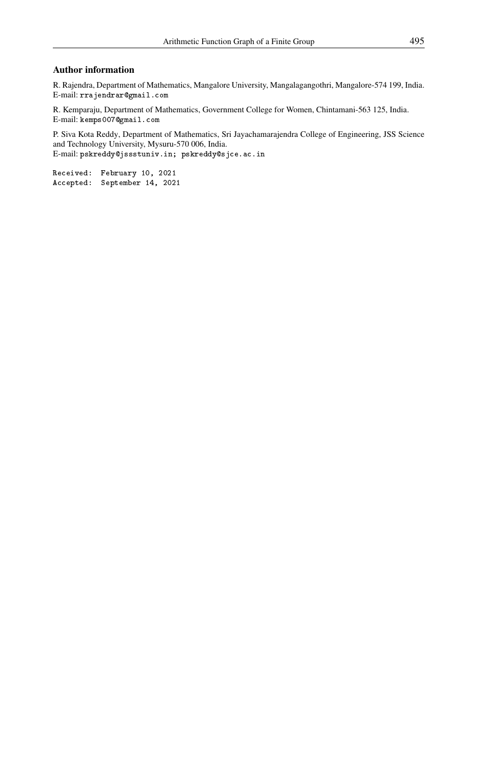### Author information

R. Rajendra, Department of Mathematics, Mangalore University, Mangalagangothri, Mangalore-574 199, India.
E-mail: rrajendrar@gmail.com

R. Kemparaju, Department of Mathematics, Government College for Women, Chintamani-563 125, India.
E-mail: kemps007@gmail.com

P. Siva Kota Reddy, Department of Mathematics, Sri Jayachamarajendra College of Engineering, JSS Science and Technology University, Mysuru-570 006, India.
E-mail: pskreddy@jssstuniv.in; pskreddy@sjce.ac.in

Received: February 10, 2021
Accepted: September 14, 2021